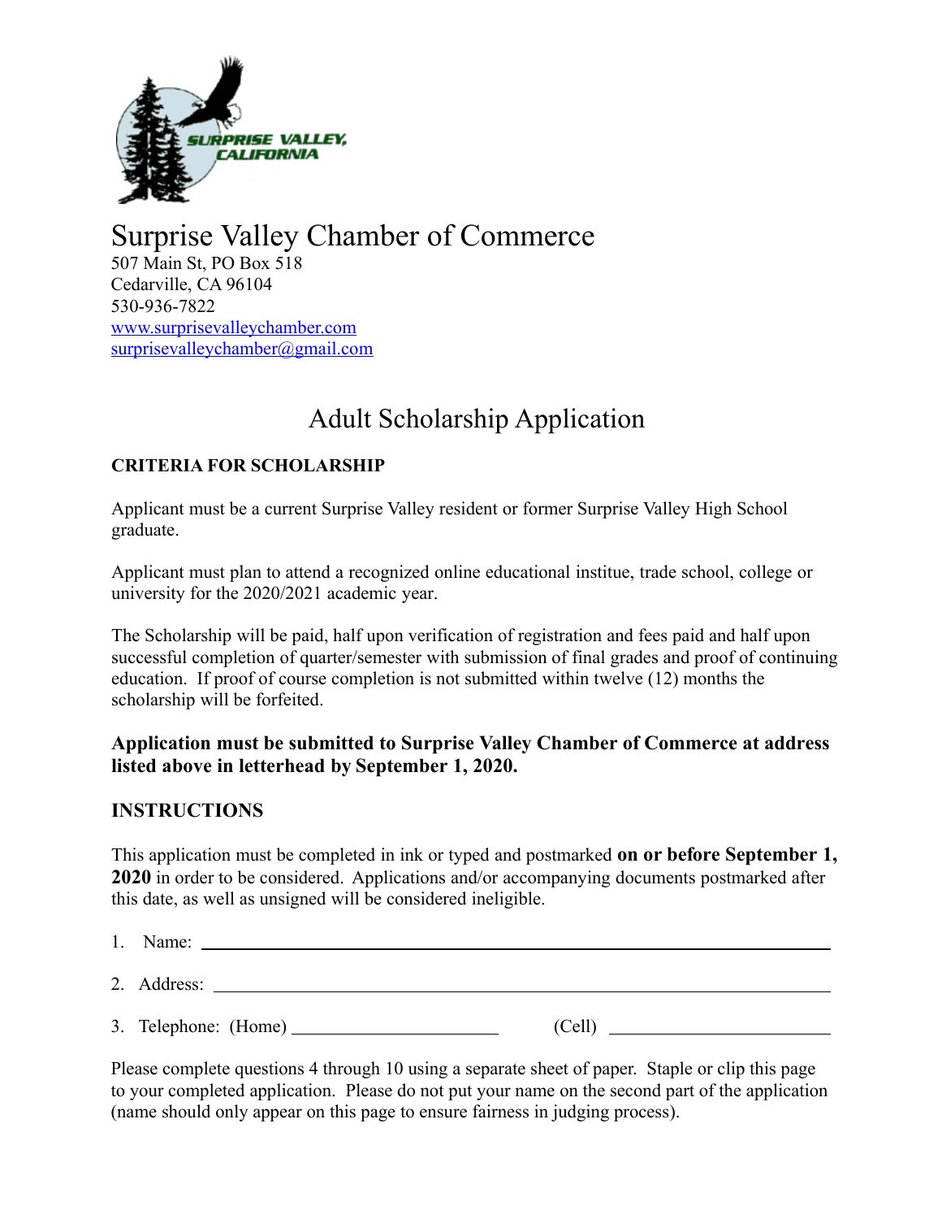# Surprise Valley Chamber of Commerce

507 Main St, PO Box 518
Cedarville, CA 96104
530-936-7822
www.surprisevalleychamber.com
surprisevalleychamber@gmail.com

## Adult Scholarship Application

**CRITERIA FOR SCHOLARSHIP**

Applicant must be a current Surprise Valley resident or former Surprise Valley High School graduate.

Applicant must plan to attend a recognized online educational institue, trade school, college or university for the 2020/2021 academic year.

The Scholarship will be paid, half upon verification of registration and fees paid and half upon successful completion of quarter/semester with submission of final grades and proof of continuing education. If proof of course completion is not submitted within twelve (12) months the scholarship will be forfeited.

**Application must be submitted to Surprise Valley Chamber of Commerce at address listed above in letterhead by September 1, 2020.**

**INSTRUCTIONS**

This application must be completed in ink or typed and postmarked **on or before September 1, 2020** in order to be considered. Applications and/or accompanying documents postmarked after this date, as well as unsigned will be considered ineligible.

1. Name: ______________________________________________

2. Address: ______________________________________________

3. Telephone: (Home) ____________________ (Cell) ____________________

Please complete questions 4 through 10 using a separate sheet of paper. Staple or clip this page to your completed application. Please do not put your name on the second part of the application (name should only appear on this page to ensure fairness in judging process).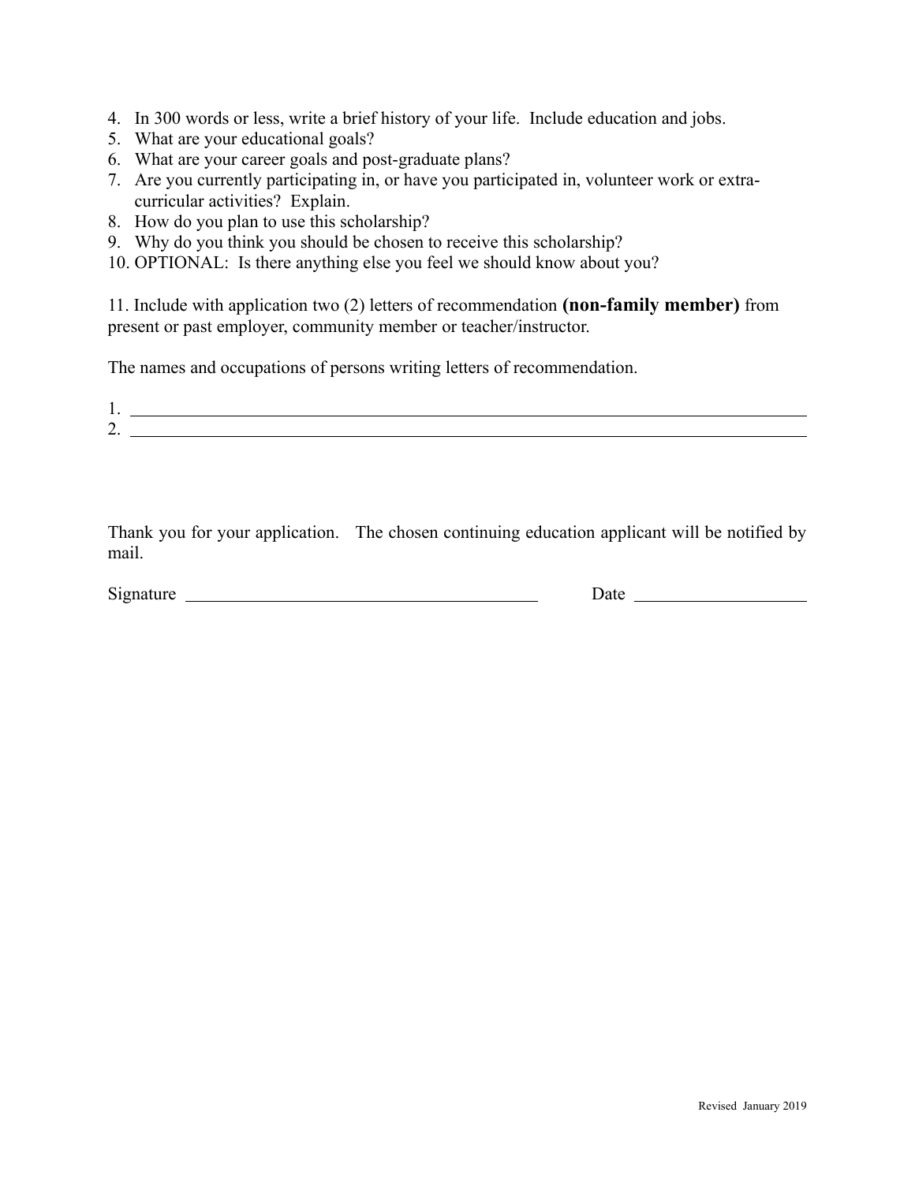4. In 300 words or less, write a brief history of your life. Include education and jobs.
5. What are your educational goals?
6. What are your career goals and post-graduate plans?
7. Are you currently participating in, or have you participated in, volunteer work or extra-curricular activities? Explain.
8. How do you plan to use this scholarship?
9. Why do you think you should be chosen to receive this scholarship?
10. OPTIONAL: Is there anything else you feel we should know about you?

11. Include with application two (2) letters of recommendation **(non-family member)** from present or past employer, community member or teacher/instructor.

The names and occupations of persons writing letters of recommendation.

1. ______________________________________________________________________
2. ______________________________________________________________________

Thank you for your application. The chosen continuing education applicant will be notified by mail.

Signature ________________________________ Date ________________

Revised January 2019